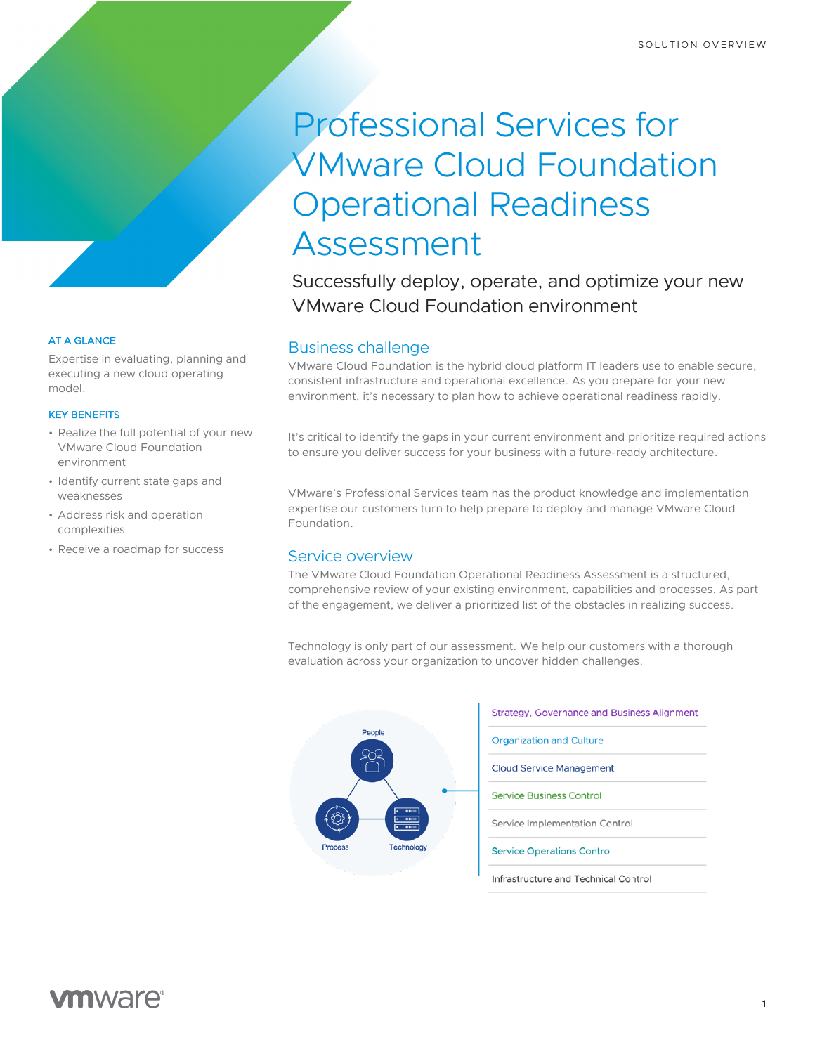SOLUTION OVERVIEW

# Professional Services for VMware Cloud Foundation Operational Readiness Assessment

Successfully deploy, operate, and optimize your new VMware Cloud Foundation environment

### AT A GLANCE

Expertise in evaluating, planning and executing a new cloud operating model.

### KEY BENEFITS

- Realize the full potential of your new VMware Cloud Foundation environment
- Identify current state gaps and weaknesses
- Address risk and operation complexities
- Receive a roadmap for success

## Business challenge

VMware Cloud Foundation is the hybrid cloud platform IT leaders use to enable secure, consistent infrastructure and operational excellence. As you prepare for your new environment, it's necessary to plan how to achieve operational readiness rapidly.

It's critical to identify the gaps in your current environment and prioritize required actions to ensure you deliver success for your business with a future-ready architecture.

VMware's Professional Services team has the product knowledge and implementation expertise our customers turn to help prepare to deploy and manage VMware Cloud Foundation.

## Service overview

The VMware Cloud Foundation Operational Readiness Assessment is a structured, comprehensive review of your existing environment, capabilities and processes. As part of the engagement, we deliver a prioritized list of the obstacles in realizing success.

Technology is only part of our assessment. We help our customers with a thorough evaluation across your organization to uncover hidden challenges.

People, Process, Technology

- Strategy, Governance and Business Alignment
- Organization and Culture
- Cloud Service Management
- Service Business Control
- Service Implementation Control
- Service Operations Control
- Infrastructure and Technical Control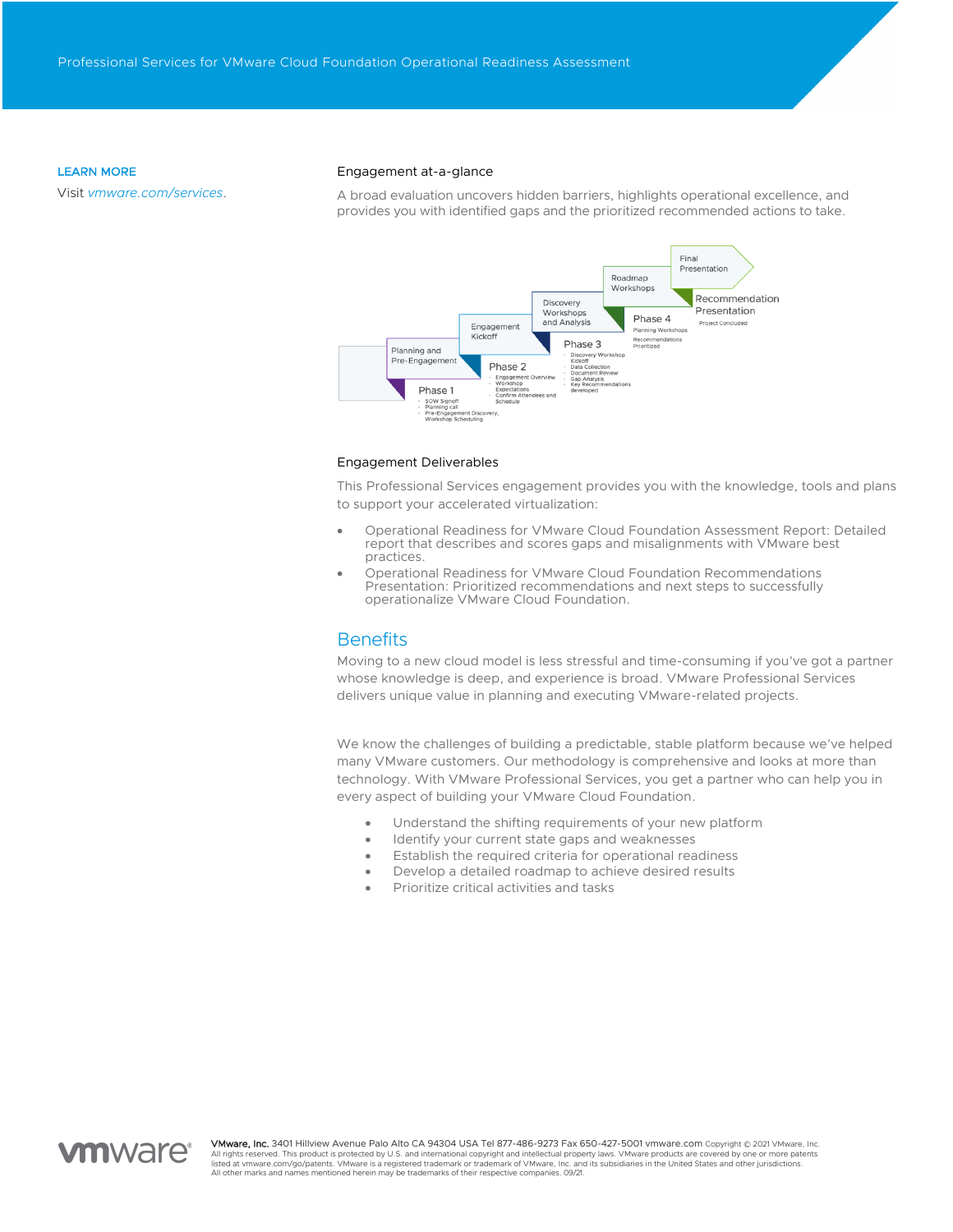LEARN MORE

Visit *vmware.com/services*.

### Engagement at-a-glance

A broad evaluation uncovers hidden barriers, highlights operational excellence, and provides you with identified gaps and the prioritized recommended actions to take.

Final Presentation

Roadmap Workshops

Recommendation Presentation

Project Concluded

Discovery Workshops and Analysis

Phase 4

- Planning Workshops
- Recommendations Prioritized

Engagement Kickoff

Phase 3

- Discovery Workshop Kickoff
- Data Collection
- Document Review
- Gap Analysis
- Key Recommendations developed

Planning and Pre-Engagement

Phase 2

- Engagement Overview Workshop
- Expectations
- Confirm Attendees and Schedule

Phase 1

- SOW Signoff
- Planning call
- Pre-Engagement Discovery, Workshop Scheduling

### Engagement Deliverables

This Professional Services engagement provides you with the knowledge, tools and plans to support your accelerated virtualization:

- Operational Readiness for VMware Cloud Foundation Assessment Report: Detailed report that describes and scores gaps and misalignments with VMware best practices.
- Operational Readiness for VMware Cloud Foundation Recommendations Presentation: Prioritized recommendations and next steps to successfully operationalize VMware Cloud Foundation.

## Benefits

Moving to a new cloud model is less stressful and time-consuming if you've got a partner whose knowledge is deep, and experience is broad. VMware Professional Services delivers unique value in planning and executing VMware-related projects.

We know the challenges of building a predictable, stable platform because we've helped many VMware customers. Our methodology is comprehensive and looks at more than technology. With VMware Professional Services, you get a partner who can help you in every aspect of building your VMware Cloud Foundation.

- Understand the shifting requirements of your new platform
- Identify your current state gaps and weaknesses
- Establish the required criteria for operational readiness
- Develop a detailed roadmap to achieve desired results
- Prioritize critical activities and tasks

vmware

**VMware, Inc.** 3401 Hillview Avenue Palo Alto CA 94304 USA Tel 877-486-9273 Fax 650-427-5001 vmware.com Copyright © 2021 VMware, Inc. All rights reserved. This product is protected by U.S. and international copyright and intellectual property laws. VMware products are covered by one or more patents listed at vmware.com/go/patents. VMware is a registered trademark or trademark of VMware, Inc. and its subsidiaries in the United States and other jurisdictions. All other marks and names mentioned herein may be trademarks of their respective companies. 09/21.